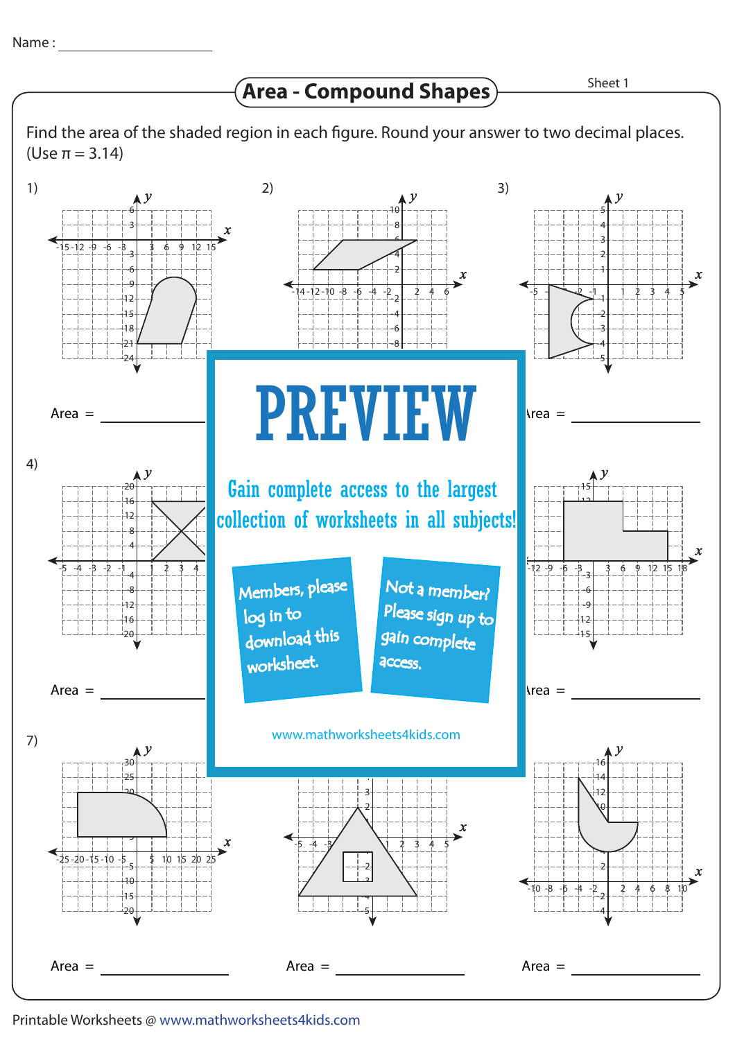Name : ____________________

# Area - Compound Shapes

Sheet 1

Find the area of the shaded region in each figure. Round your answer to two decimal places. (Use $\pi = 3.14$)

1) Area = ____________

2) Area = ____________

3) Area = ____________

4) Area = ____________

5) Area = ____________

6) Area = ____________

7) Area = ____________

8) Area = ____________

9) Area = ____________

# PREVIEW

Gain complete access to the largest collection of worksheets in all subjects!

Members, please log in to download this worksheet.

Not a member? Please sign up to gain complete access.

www.mathworksheets4kids.com

Printable Worksheets @ www.mathworksheets4kids.com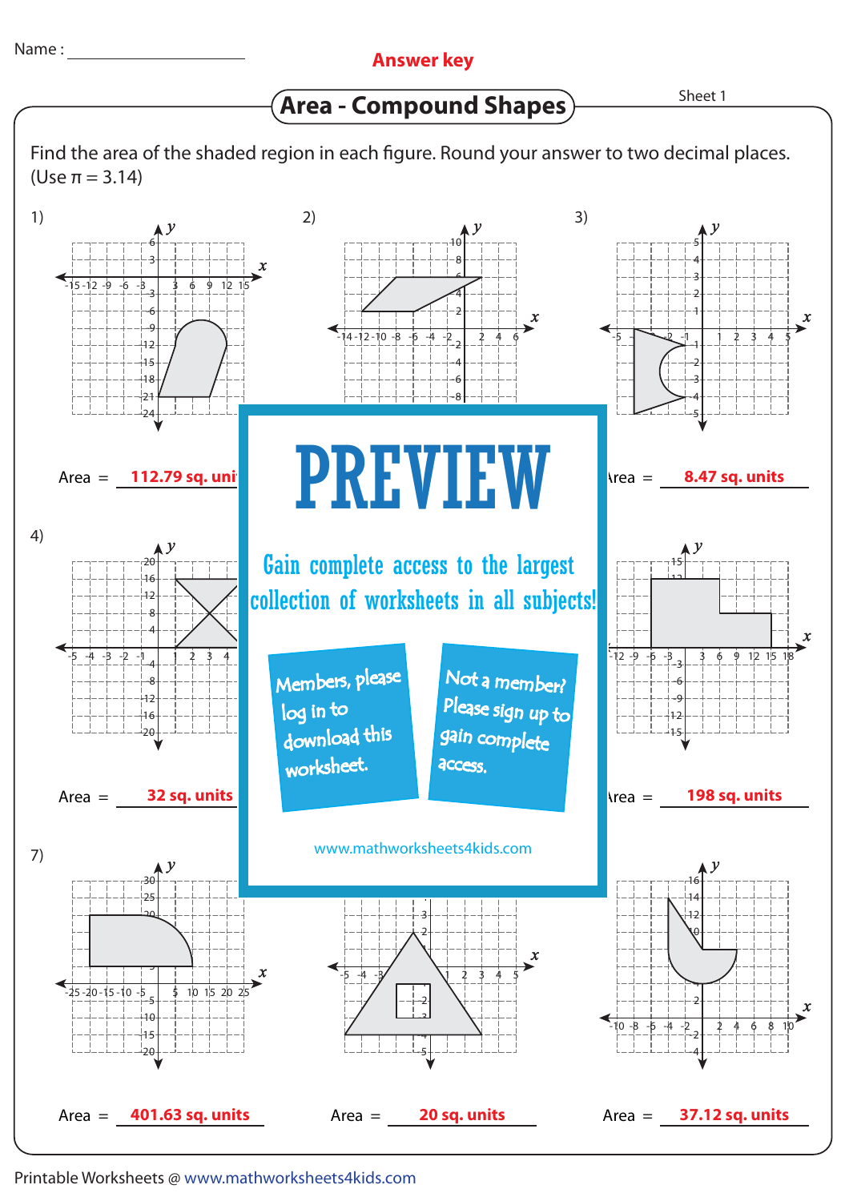Name :

**Answer key**

# Area - Compound Shapes

Sheet 1

Find the area of the shaded region in each figure. Round your answer to two decimal places. (Use $\pi = 3.14$)

1)

-15 -12 -9 -6 -3 3 6 9 12 15
6 3 -3 -6 -9 -12 -15 -18 -21 -24
x y

Area = **112.79 sq. uni**

2)

-14 -12 -10 -8 -6 -4 -2 2 4 6
10 8 6 4 2 -2 -4 -6 -8
x y

3)

-5 -2 -1 1 2 3 4 5
5 4 3 2 1 -1 -2 -3 -4 -5
x y

Area = **8.47 sq. units**

4)

-5 -4 -3 -2 -1 1 2 3 4
20 16 12 8 4 -4 -8 -12 -16 -20
x y

Area = **32 sq. units**

# PREVIEW

Gain complete access to the largest collection of worksheets in all subjects!

Members, please log in to download this worksheet.

Not a member? Please sign up to gain complete access.

www.mathworksheets4kids.com

6)

-12 -9 -6 -3 3 6 9 12 15 18
15 12 -3 -6 -9 -12 -15
x y

Area = **198 sq. units**

7)

-25 -20 -15 -10 -5 5 10 15 20 25
30 25 20 -5 -10 -15 -20
x y

Area = **401.63 sq. units**

8)

-5 -4 -3 1 2 3 4 5
3 2 -2 -3 -5
x

Area = **20 sq. units**

9)

-10 -8 -6 -4 -2 2 4 6 8 10
16 14 12 10 2 -2 -4
x y

Area = **37.12 sq. units**

Printable Worksheets @ www.mathworksheets4kids.com